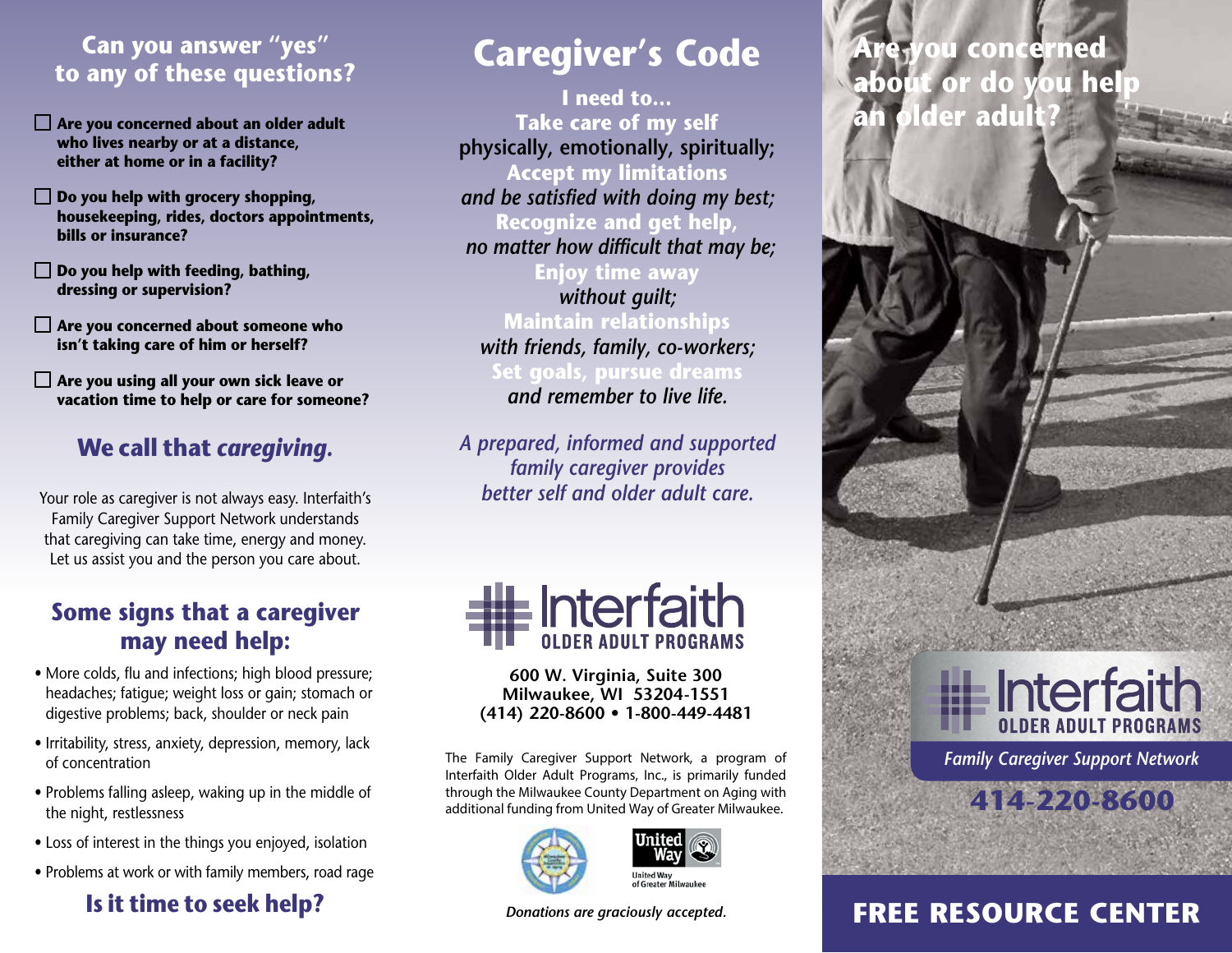## Can you answer "yes" to any of these questions?

- ☐ **Are you concerned about an older adult who lives nearby or at a distance, either at home or in a facility?**
- ☐ **Do you help with grocery shopping, housekeeping, rides, doctors appointments, bills or insurance?**
- ☐ **Do you help with feeding, bathing, dressing or supervision?**
- ☐ **Are you concerned about someone who isn't taking care of him or herself?**
- ☐ **Are you using all your own sick leave or vacation time to help or care for someone?**

## We call that *caregiving.*

Your role as caregiver is not always easy. Interfaith's Family Caregiver Support Network understands that caregiving can take time, energy and money. Let us assist you and the person you care about.

## Some signs that a caregiver may need help:

- More colds, flu and infections; high blood pressure; headaches; fatigue; weight loss or gain; stomach or digestive problems; back, shoulder or neck pain
- Irritability, stress, anxiety, depression, memory, lack of concentration
- Problems falling asleep, waking up in the middle of the night, restlessness
- Loss of interest in the things you enjoyed, isolation
- Problems at work or with family members, road rage

## Is it time to seek help?

# Caregiver's Code

**I need to...**
**Take care of my self**
physically, emotionally, spiritually;
**Accept my limitations**
*and be satisfied with doing my best;*
**Recognize and get help,**
*no matter how difficult that may be;*
**Enjoy time away**
*without guilt;*
**Maintain relationships**
*with friends, family, co-workers;*
**Set goals, pursue dreams**
*and remember to live life.*

*A prepared, informed and supported family caregiver provides better self and older adult care.*

Interfaith
OLDER ADULT PROGRAMS

**600 W. Virginia, Suite 300**
**Milwaukee, WI 53204-1551**
**(414) 220-8600 • 1-800-449-4481**

The Family Caregiver Support Network, a program of Interfaith Older Adult Programs, Inc., is primarily funded through the Milwaukee County Department on Aging with additional funding from United Way of Greater Milwaukee.

United Way
United Way of Greater Milwaukee

*Donations are graciously accepted.*

## Are you concerned about or do you help an older adult?

Interfaith
OLDER ADULT PROGRAMS

*Family Caregiver Support Network*

**414-220-8600**

## FREE RESOURCE CENTER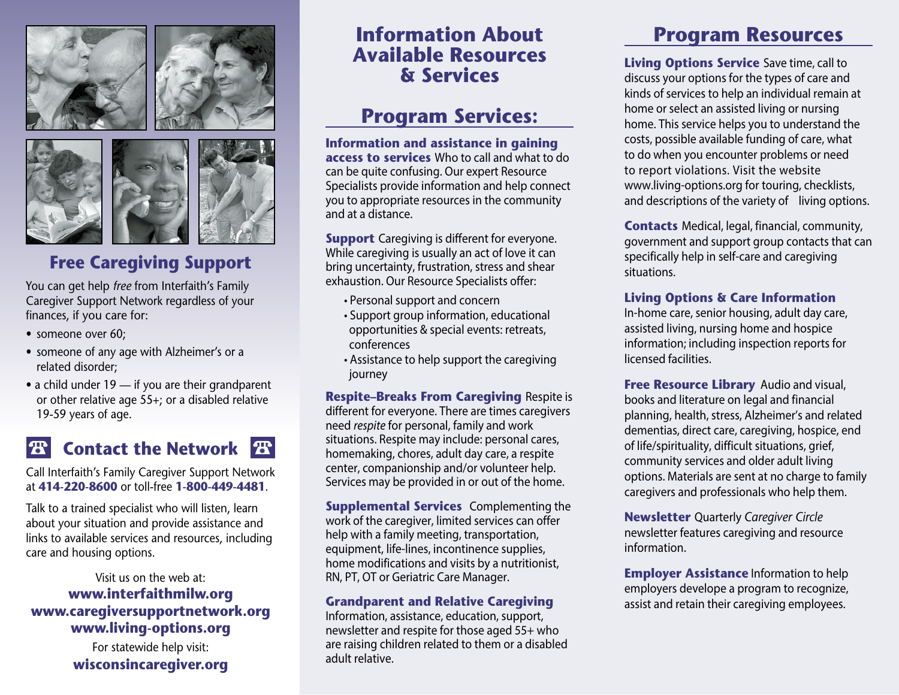## Free Caregiving Support

You can get help *free* from Interfaith's Family Caregiver Support Network regardless of your finances, if you care for:

- someone over 60;
- someone of any age with Alzheimer's or a related disorder;
- a child under 19 — if you are their grandparent or other relative age 55+; or a disabled relative 19-59 years of age.

## Contact the Network

Call Interfaith's Family Caregiver Support Network at **414-220-8600** or toll-free **1-800-449-4481**.

Talk to a trained specialist who will listen, learn about your situation and provide assistance and links to available services and resources, including care and housing options.

Visit us on the web at:
**www.interfaithmilw.org**
**www.caregiversupportnetwork.org**
**www.living-options.org**

For statewide help visit:
**wisconsincaregiver.org**

# Information About Available Resources & Services

## Program Services:

**Information and assistance in gaining access to services** Who to call and what to do can be quite confusing. Our expert Resource Specialists provide information and help connect you to appropriate resources in the community and at a distance.

**Support** Caregiving is different for everyone. While caregiving is usually an act of love it can bring uncertainty, frustration, stress and shear exhaustion. Our Resource Specialists offer:

- Personal support and concern
- Support group information, educational opportunities & special events: retreats, conferences
- Assistance to help support the caregiving journey

**Respite–Breaks From Caregiving** Respite is different for everyone. There are times caregivers need *respite* for personal, family and work situations. Respite may include: personal cares, homemaking, chores, adult day care, a respite center, companionship and/or volunteer help. Services may be provided in or out of the home.

**Supplemental Services** Complementing the work of the caregiver, limited services can offer help with a family meeting, transportation, equipment, life-lines, incontinence supplies, home modifications and visits by a nutritionist, RN, PT, OT or Geriatric Care Manager.

**Grandparent and Relative Caregiving** Information, assistance, education, support, newsletter and respite for those aged 55+ who are raising children related to them or a disabled adult relative.

## Program Resources

**Living Options Service** Save time, call to discuss your options for the types of care and kinds of services to help an individual remain at home or select an assisted living or nursing home. This service helps you to understand the costs, possible available funding of care, what to do when you encounter problems or need to report violations. Visit the website www.living-options.org for touring, checklists, and descriptions of the variety of living options.

**Contacts** Medical, legal, financial, community, government and support group contacts that can specifically help in self-care and caregiving situations.

**Living Options & Care Information** In-home care, senior housing, adult day care, assisted living, nursing home and hospice information; including inspection reports for licensed facilities.

**Free Resource Library** Audio and visual, books and literature on legal and financial planning, health, stress, Alzheimer's and related dementias, direct care, caregiving, hospice, end of life/spirituality, difficult situations, grief, community services and older adult living options. Materials are sent at no charge to family caregivers and professionals who help them.

**Newsletter** Quarterly *Caregiver Circle* newsletter features caregiving and resource information.

**Employer Assistance** Information to help employers develope a program to recognize, assist and retain their caregiving employees.